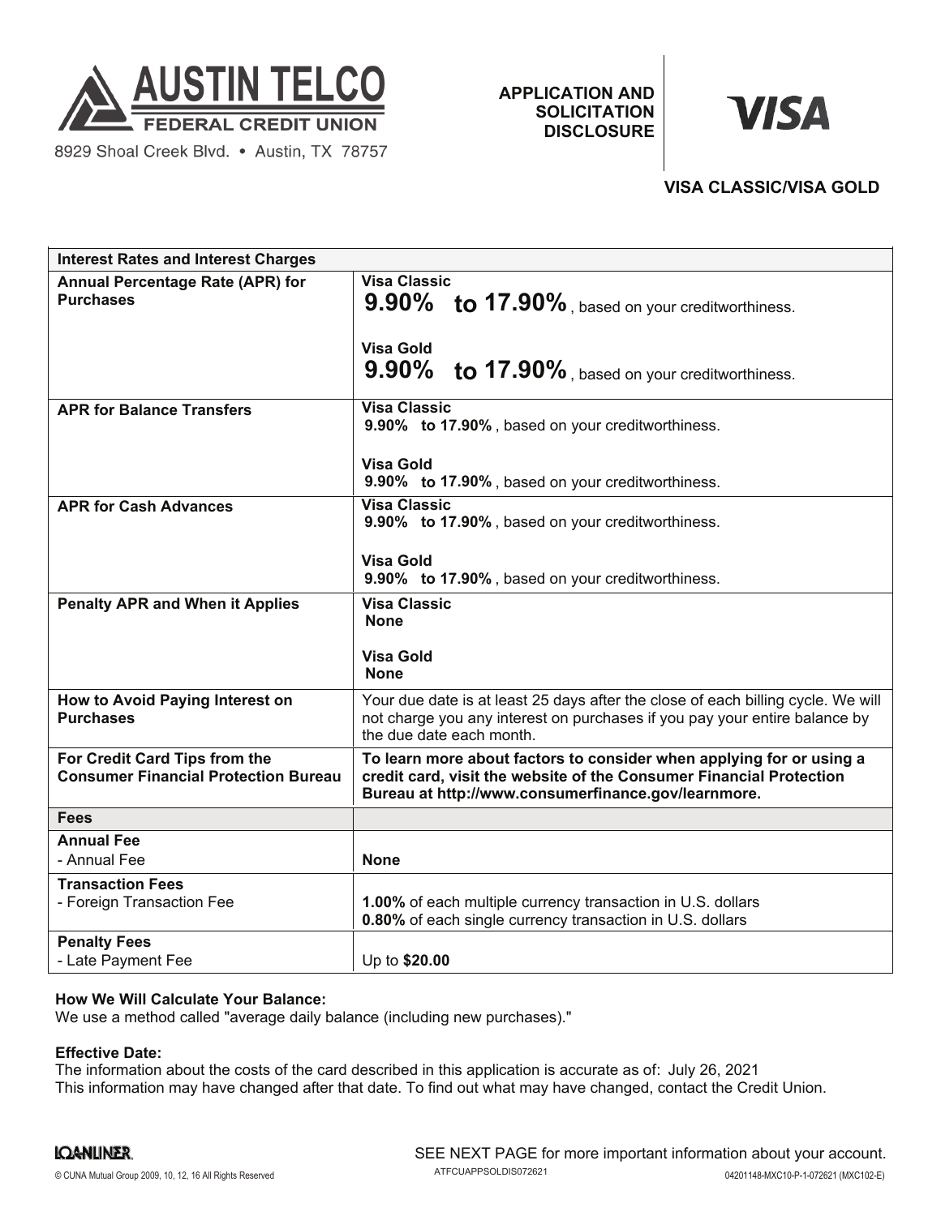**AUSTIN TELCO FEDERAL CREDIT UNION**

8929 Shoal Creek Blvd. • Austin, TX 78757

# APPLICATION AND SOLICITATION DISCLOSURE

**VISA**

## VISA CLASSIC/VISA GOLD

| Interest Rates and Interest Charges | |
|---|---|
| **Annual Percentage Rate (APR) for Purchases** | **Visa Classic** <br> **9.90% to 17.90%**, based on your creditworthiness. <br><br> **Visa Gold** <br> **9.90% to 17.90%**, based on your creditworthiness. |
| **APR for Balance Transfers** | **Visa Classic** <br> **9.90% to 17.90%**, based on your creditworthiness. <br><br> **Visa Gold** <br> **9.90% to 17.90%**, based on your creditworthiness. |
| **APR for Cash Advances** | **Visa Classic** <br> **9.90% to 17.90%**, based on your creditworthiness. <br><br> **Visa Gold** <br> **9.90% to 17.90%**, based on your creditworthiness. |
| **Penalty APR and When it Applies** | **Visa Classic** <br> **None** <br><br> **Visa Gold** <br> **None** |
| **How to Avoid Paying Interest on Purchases** | Your due date is at least 25 days after the close of each billing cycle. We will not charge you any interest on purchases if you pay your entire balance by the due date each month. |
| **For Credit Card Tips from the Consumer Financial Protection Bureau** | **To learn more about factors to consider when applying for or using a credit card, visit the website of the Consumer Financial Protection Bureau at http://www.consumerfinance.gov/learnmore.** |
| **Fees** | |
| **Annual Fee** <br> - Annual Fee | **None** |
| **Transaction Fees** <br> - Foreign Transaction Fee | **1.00%** of each multiple currency transaction in U.S. dollars <br> **0.80%** of each single currency transaction in U.S. dollars |
| **Penalty Fees** <br> - Late Payment Fee | Up to **$20.00** |

**How We Will Calculate Your Balance:**
We use a method called "average daily balance (including new purchases)."

**Effective Date:**
The information about the costs of the card described in this application is accurate as of: July 26, 2021
This information may have changed after that date. To find out what may have changed, contact the Credit Union.

SEE NEXT PAGE for more important information about your account.

© CUNA Mutual Group 2009, 10, 12, 16 All Rights Reserved ATFCUAPPSOLDIS072621 04201148-MXC10-P-1-072621 (MXC102-E)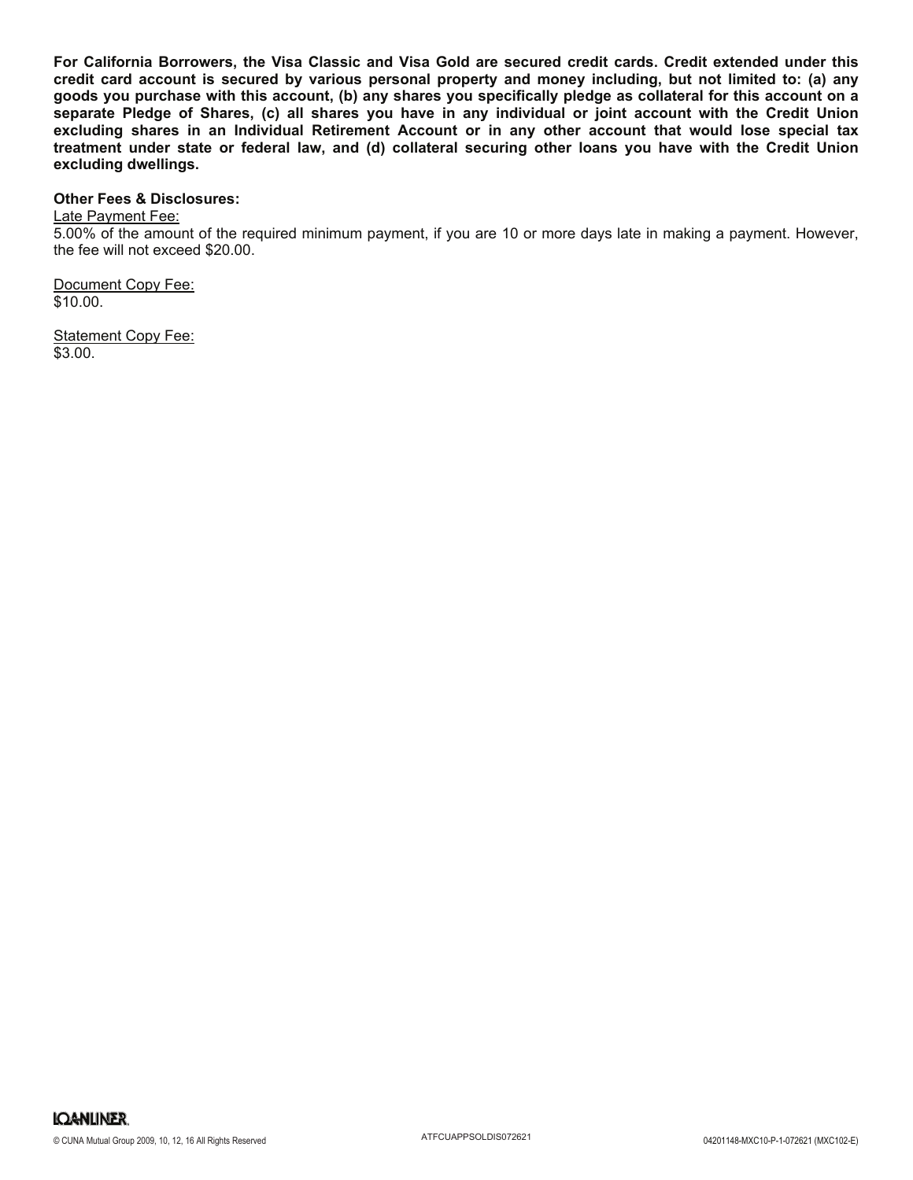**For California Borrowers, the Visa Classic and Visa Gold are secured credit cards. Credit extended under this credit card account is secured by various personal property and money including, but not limited to: (a) any goods you purchase with this account, (b) any shares you specifically pledge as collateral for this account on a separate Pledge of Shares, (c) all shares you have in any individual or joint account with the Credit Union excluding shares in an Individual Retirement Account or in any other account that would lose special tax treatment under state or federal law, and (d) collateral securing other loans you have with the Credit Union excluding dwellings.**

**Other Fees & Disclosures:**

<u>Late Payment Fee:</u>
5.00% of the amount of the required minimum payment, if you are 10 or more days late in making a payment. However, the fee will not exceed $20.00.

<u>Document Copy Fee:</u>
$10.00.

<u>Statement Copy Fee:</u>
$3.00.